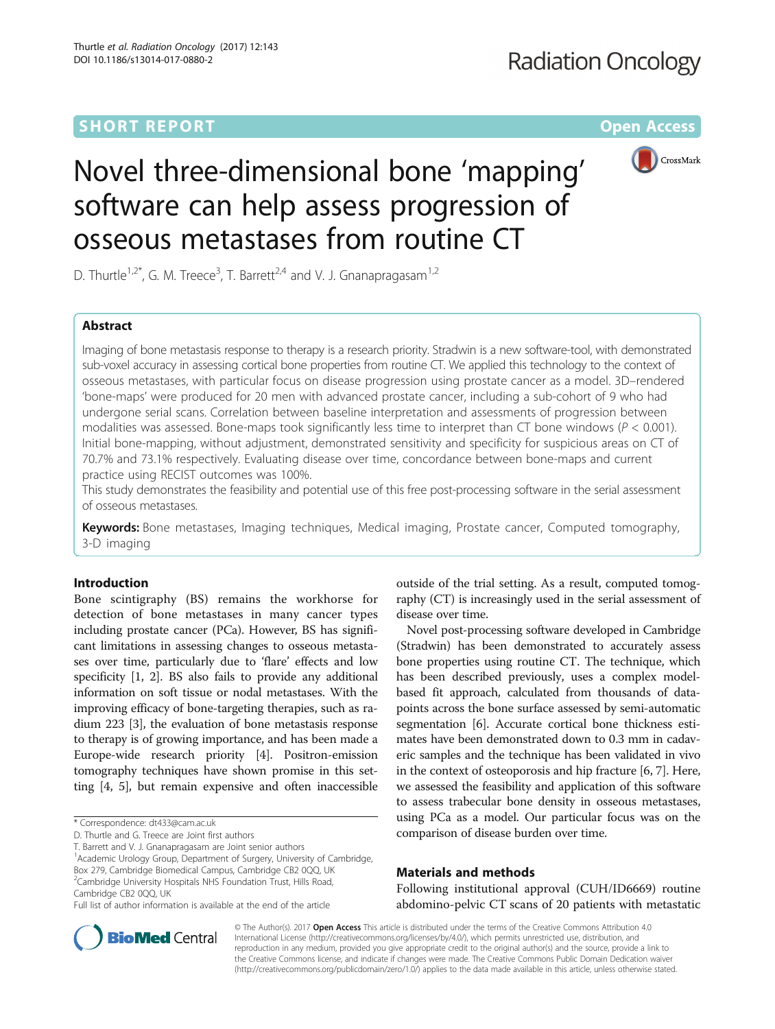SHORT REPORT

Open Access

# Novel three-dimensional bone 'mapping' software can help assess progression of osseous metastases from routine CT

D. Thurtle[1,2*], G. M. Treece[3], T. Barrett[2,4] and V. J. Gnanapragasam[1,2]

## Abstract

Imaging of bone metastasis response to therapy is a research priority. Stradwin is a new software-tool, with demonstrated sub-voxel accuracy in assessing cortical bone properties from routine CT. We applied this technology to the context of osseous metastases, with particular focus on disease progression using prostate cancer as a model. 3D–rendered 'bone-maps' were produced for 20 men with advanced prostate cancer, including a sub-cohort of 9 who had undergone serial scans. Correlation between baseline interpretation and assessments of progression between modalities was assessed. Bone-maps took significantly less time to interpret than CT bone windows ($P < 0.001$). Initial bone-mapping, without adjustment, demonstrated sensitivity and specificity for suspicious areas on CT of 70.7% and 73.1% respectively. Evaluating disease over time, concordance between bone-maps and current practice using RECIST outcomes was 100%.

This study demonstrates the feasibility and potential use of this free post-processing software in the serial assessment of osseous metastases.

**Keywords:** Bone metastases, Imaging techniques, Medical imaging, Prostate cancer, Computed tomography, 3-D imaging

## Introduction

Bone scintigraphy (BS) remains the workhorse for detection of bone metastases in many cancer types including prostate cancer (PCa). However, BS has significant limitations in assessing changes to osseous metastases over time, particularly due to 'flare' effects and low specificity [1, 2]. BS also fails to provide any additional information on soft tissue or nodal metastases. With the improving efficacy of bone-targeting therapies, such as radium 223 [3], the evaluation of bone metastasis response to therapy is of growing importance, and has been made a Europe-wide research priority [4]. Positron-emission tomography techniques have shown promise in this setting [4, 5], but remain expensive and often inaccessible outside of the trial setting. As a result, computed tomography (CT) is increasingly used in the serial assessment of disease over time.

Novel post-processing software developed in Cambridge (Stradwin) has been demonstrated to accurately assess bone properties using routine CT. The technique, which has been described previously, uses a complex model-based fit approach, calculated from thousands of data-points across the bone surface assessed by semi-automatic segmentation [6]. Accurate cortical bone thickness estimates have been demonstrated down to 0.3 mm in cadaveric samples and the technique has been validated in vivo in the context of osteoporosis and hip fracture [6, 7]. Here, we assessed the feasibility and application of this software to assess trabecular bone density in osseous metastases, using PCa as a model. Our particular focus was on the comparison of disease burden over time.

## Materials and methods

Following institutional approval (CUH/ID6669) routine abdomino-pelvic CT scans of 20 patients with metastatic

\* Correspondence: dt433@cam.ac.uk

D. Thurtle and G. Treece are Joint first authors

T. Barrett and V. J. Gnanapragasam are Joint senior authors

[1]Academic Urology Group, Department of Surgery, University of Cambridge, Box 279, Cambridge Biomedical Campus, Cambridge CB2 0QQ, UK

[2]Cambridge University Hospitals NHS Foundation Trust, Hills Road, Cambridge CB2 0QQ, UK

Full list of author information is available at the end of the article

© The Author(s). 2017 **Open Access** This article is distributed under the terms of the Creative Commons Attribution 4.0 International License (http://creativecommons.org/licenses/by/4.0/), which permits unrestricted use, distribution, and reproduction in any medium, provided you give appropriate credit to the original author(s) and the source, provide a link to the Creative Commons license, and indicate if changes were made. The Creative Commons Public Domain Dedication waiver (http://creativecommons.org/publicdomain/zero/1.0/) applies to the data made available in this article, unless otherwise stated.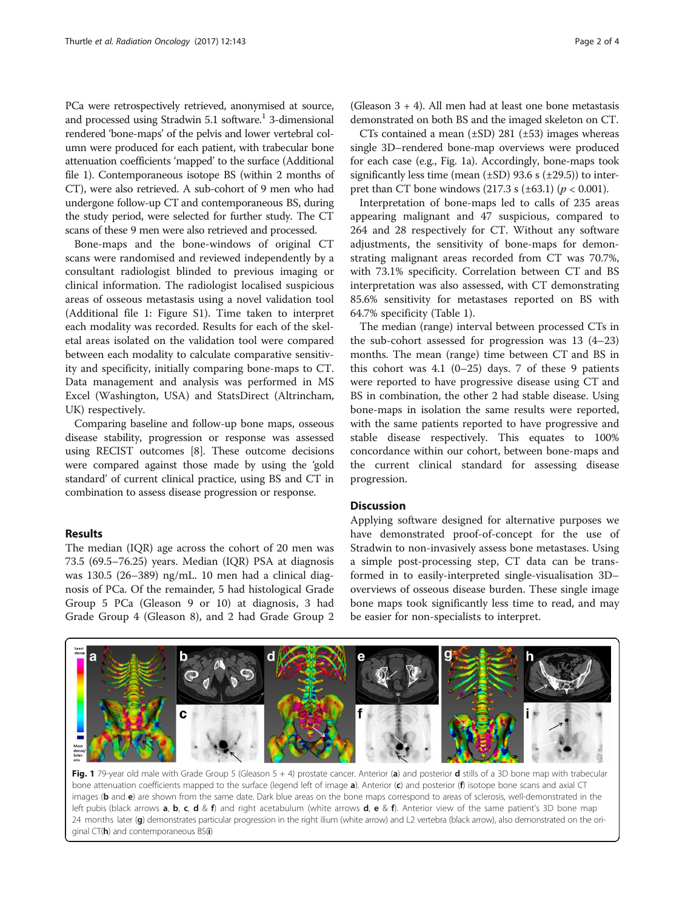PCa were retrospectively retrieved, anonymised at source, and processed using Stradwin 5.1 software.[1] 3-dimensional rendered 'bone-maps' of the pelvis and lower vertebral column were produced for each patient, with trabecular bone attenuation coefficients 'mapped' to the surface (Additional file 1). Contemporaneous isotope BS (within 2 months of CT), were also retrieved. A sub-cohort of 9 men who had undergone follow-up CT and contemporaneous BS, during the study period, were selected for further study. The CT scans of these 9 men were also retrieved and processed.

Bone-maps and the bone-windows of original CT scans were randomised and reviewed independently by a consultant radiologist blinded to previous imaging or clinical information. The radiologist localised suspicious areas of osseous metastasis using a novel validation tool (Additional file 1: Figure S1). Time taken to interpret each modality was recorded. Results for each of the skeletal areas isolated on the validation tool were compared between each modality to calculate comparative sensitivity and specificity, initially comparing bone-maps to CT. Data management and analysis was performed in MS Excel (Washington, USA) and StatsDirect (Altrincham, UK) respectively.

Comparing baseline and follow-up bone maps, osseous disease stability, progression or response was assessed using RECIST outcomes [8]. These outcome decisions were compared against those made by using the 'gold standard' of current clinical practice, using BS and CT in combination to assess disease progression or response.

## Results

The median (IQR) age across the cohort of 20 men was 73.5 (69.5–76.25) years. Median (IQR) PSA at diagnosis was 130.5 (26–389) ng/mL. 10 men had a clinical diagnosis of PCa. Of the remainder, 5 had histological Grade Group 5 PCa (Gleason 9 or 10) at diagnosis, 3 had Grade Group 4 (Gleason 8), and 2 had Grade Group 2 (Gleason 3 + 4). All men had at least one bone metastasis demonstrated on both BS and the imaged skeleton on CT.

CTs contained a mean (±SD) 281 (±53) images whereas single 3D–rendered bone-map overviews were produced for each case (e.g., Fig. 1a). Accordingly, bone-maps took significantly less time (mean (±SD) 93.6 s (±29.5)) to interpret than CT bone windows (217.3 s (±63.1) ($p < 0.001$).

Interpretation of bone-maps led to calls of 235 areas appearing malignant and 47 suspicious, compared to 264 and 28 respectively for CT. Without any software adjustments, the sensitivity of bone-maps for demonstrating malignant areas recorded from CT was 70.7%, with 73.1% specificity. Correlation between CT and BS interpretation was also assessed, with CT demonstrating 85.6% sensitivity for metastases reported on BS with 64.7% specificity (Table 1).

The median (range) interval between processed CTs in the sub-cohort assessed for progression was 13 (4–23) months. The mean (range) time between CT and BS in this cohort was 4.1 (0–25) days. 7 of these 9 patients were reported to have progressive disease using CT and BS in combination, the other 2 had stable disease. Using bone-maps in isolation the same results were reported, with the same patients reported to have progressive and stable disease respectively. This equates to 100% concordance within our cohort, between bone-maps and the current clinical standard for assessing disease progression.

## Discussion

Applying software designed for alternative purposes we have demonstrated proof-of-concept for the use of Stradwin to non-invasively assess bone metastases. Using a simple post-processing step, CT data can be transformed in to easily-interpreted single-visualisation 3D–overviews of osseous disease burden. These single image bone maps took significantly less time to read, and may be easier for non-specialists to interpret.

**Fig. 1** 79-year old male with Grade Group 5 (Gleason 5 + 4) prostate cancer. Anterior (**a**) and posterior **d** stills of a 3D bone map with trabecular bone attenuation coefficients mapped to the surface (legend left of image **a**). Anterior (**c**) and posterior (**f**) isotope bone scans and axial CT images (**b** and **e**) are shown from the same date. Dark blue areas on the bone maps correspond to areas of sclerosis, well-demonstrated in the left pubis (black arrows **a**, **b**, **c**, **d** & **f**) and right acetabulum (white arrows **d**, **e** & **f**). Anterior view of the same patient's 3D bone map 24 months later (**g**) demonstrates particular progression in the right ilium (white arrow) and L2 vertebra (black arrow), also demonstrated on the original CT(**h**) and contemporaneous BS(**i**)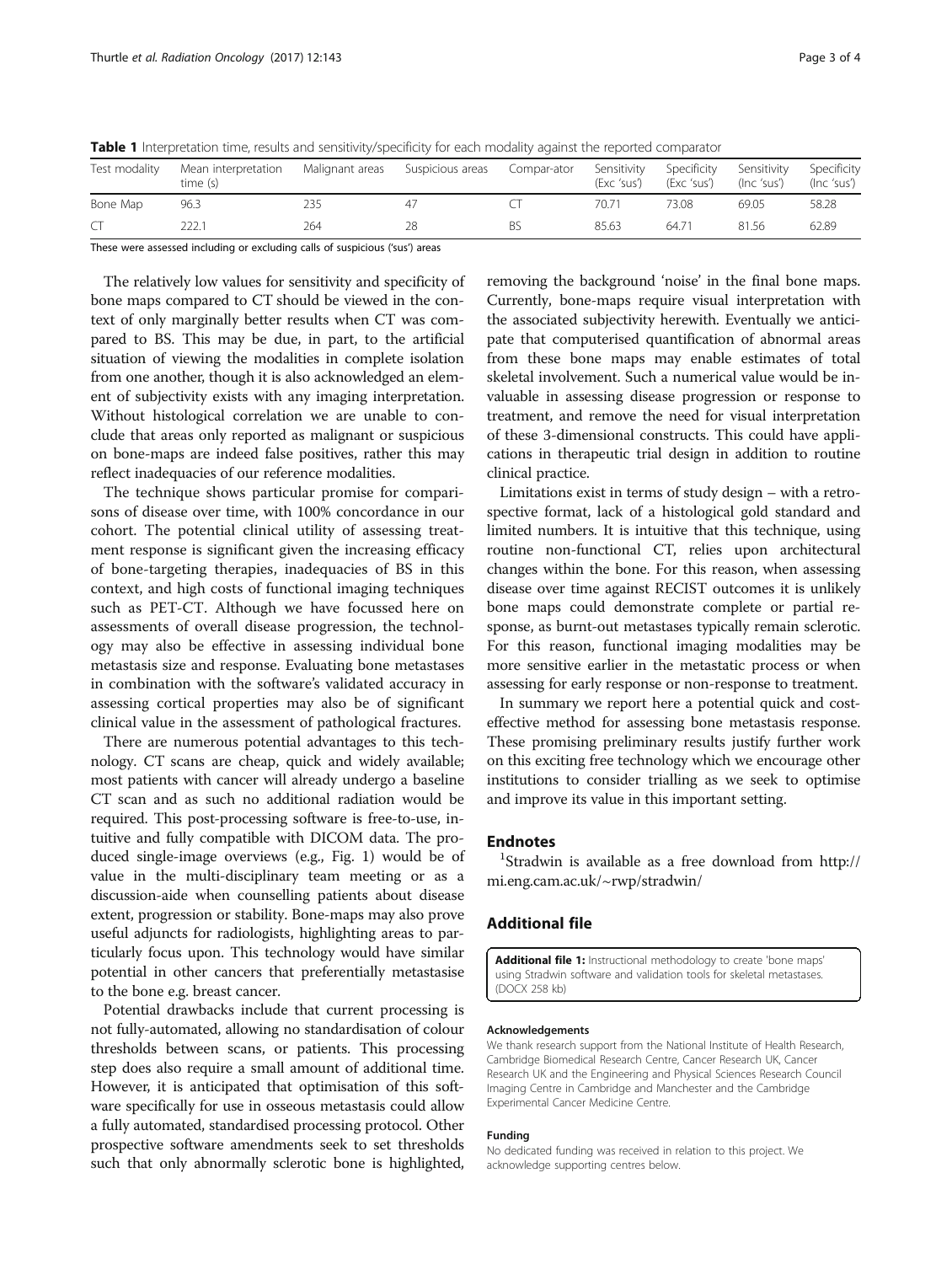**Table 1** Interpretation time, results and sensitivity/specificity for each modality against the reported comparator

| Test modality | Mean interpretation time (s) | Malignant areas | Suspicious areas | Compar-ator | Sensitivity (Exc 'sus') | Specificity (Exc 'sus') | Sensitivity (Inc 'sus') | Specificity (Inc 'sus') |
|---|---|---|---|---|---|---|---|---|
| Bone Map | 96.3 | 235 | 47 | CT | 70.71 | 73.08 | 69.05 | 58.28 |
| CT | 222.1 | 264 | 28 | BS | 85.63 | 64.71 | 81.56 | 62.89 |

These were assessed including or excluding calls of suspicious ('sus') areas

The relatively low values for sensitivity and specificity of bone maps compared to CT should be viewed in the context of only marginally better results when CT was compared to BS. This may be due, in part, to the artificial situation of viewing the modalities in complete isolation from one another, though it is also acknowledged an element of subjectivity exists with any imaging interpretation. Without histological correlation we are unable to conclude that areas only reported as malignant or suspicious on bone-maps are indeed false positives, rather this may reflect inadequacies of our reference modalities.

The technique shows particular promise for comparisons of disease over time, with 100% concordance in our cohort. The potential clinical utility of assessing treatment response is significant given the increasing efficacy of bone-targeting therapies, inadequacies of BS in this context, and high costs of functional imaging techniques such as PET-CT. Although we have focussed here on assessments of overall disease progression, the technology may also be effective in assessing individual bone metastasis size and response. Evaluating bone metastases in combination with the software's validated accuracy in assessing cortical properties may also be of significant clinical value in the assessment of pathological fractures.

There are numerous potential advantages to this technology. CT scans are cheap, quick and widely available; most patients with cancer will already undergo a baseline CT scan and as such no additional radiation would be required. This post-processing software is free-to-use, intuitive and fully compatible with DICOM data. The produced single-image overviews (e.g., Fig. 1) would be of value in the multi-disciplinary team meeting or as a discussion-aide when counselling patients about disease extent, progression or stability. Bone-maps may also prove useful adjuncts for radiologists, highlighting areas to particularly focus upon. This technology would have similar potential in other cancers that preferentially metastasise to the bone e.g. breast cancer.

Potential drawbacks include that current processing is not fully-automated, allowing no standardisation of colour thresholds between scans, or patients. This processing step does also require a small amount of additional time. However, it is anticipated that optimisation of this software specifically for use in osseous metastasis could allow a fully automated, standardised processing protocol. Other prospective software amendments seek to set thresholds such that only abnormally sclerotic bone is highlighted, removing the background 'noise' in the final bone maps. Currently, bone-maps require visual interpretation with the associated subjectivity herewith. Eventually we anticipate that computerised quantification of abnormal areas from these bone maps may enable estimates of total skeletal involvement. Such a numerical value would be invaluable in assessing disease progression or response to treatment, and remove the need for visual interpretation of these 3-dimensional constructs. This could have applications in therapeutic trial design in addition to routine clinical practice.

Limitations exist in terms of study design – with a retrospective format, lack of a histological gold standard and limited numbers. It is intuitive that this technique, using routine non-functional CT, relies upon architectural changes within the bone. For this reason, when assessing disease over time against RECIST outcomes it is unlikely bone maps could demonstrate complete or partial response, as burnt-out metastases typically remain sclerotic. For this reason, functional imaging modalities may be more sensitive earlier in the metastatic process or when assessing for early response or non-response to treatment.

In summary we report here a potential quick and cost-effective method for assessing bone metastasis response. These promising preliminary results justify further work on this exciting free technology which we encourage other institutions to consider trialling as we seek to optimise and improve its value in this important setting.

## Endnotes

[1]Stradwin is available as a free download from http://mi.eng.cam.ac.uk/~rwp/stradwin/

## Additional file

**Additional file 1:** Instructional methodology to create 'bone maps' using Stradwin software and validation tools for skeletal metastases. (DOCX 258 kb)

#### Acknowledgements

We thank research support from the National Institute of Health Research, Cambridge Biomedical Research Centre, Cancer Research UK, Cancer Research UK and the Engineering and Physical Sciences Research Council Imaging Centre in Cambridge and Manchester and the Cambridge Experimental Cancer Medicine Centre.

#### Funding

No dedicated funding was received in relation to this project. We acknowledge supporting centres below.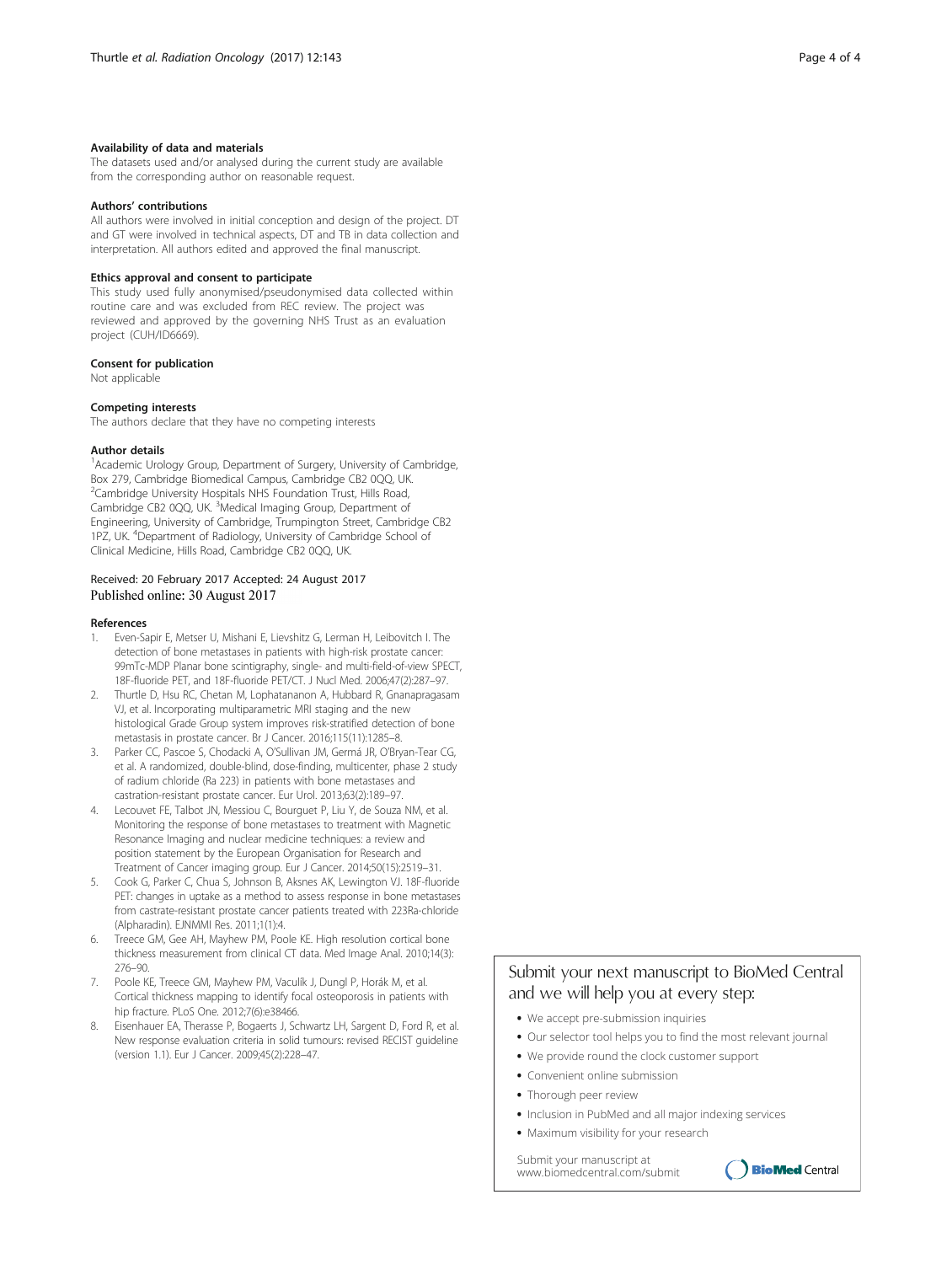### Availability of data and materials

The datasets used and/or analysed during the current study are available from the corresponding author on reasonable request.

### Authors' contributions

All authors were involved in initial conception and design of the project. DT and GT were involved in technical aspects, DT and TB in data collection and interpretation. All authors edited and approved the final manuscript.

### Ethics approval and consent to participate

This study used fully anonymised/pseudonymised data collected within routine care and was excluded from REC review. The project was reviewed and approved by the governing NHS Trust as an evaluation project (CUH/ID6669).

### Consent for publication

Not applicable

### Competing interests

The authors declare that they have no competing interests

### Author details

[1]Academic Urology Group, Department of Surgery, University of Cambridge, Box 279, Cambridge Biomedical Campus, Cambridge CB2 0QQ, UK. [2]Cambridge University Hospitals NHS Foundation Trust, Hills Road, Cambridge CB2 0QQ, UK. [3]Medical Imaging Group, Department of Engineering, University of Cambridge, Trumpington Street, Cambridge CB2 1PZ, UK. [4]Department of Radiology, University of Cambridge School of Clinical Medicine, Hills Road, Cambridge CB2 0QQ, UK.

Received: 20 February 2017 Accepted: 24 August 2017
Published online: 30 August 2017

### References

1. Even-Sapir E, Metser U, Mishani E, Lievshitz G, Lerman H, Leibovitch I. The detection of bone metastases in patients with high-risk prostate cancer: 99mTc-MDP Planar bone scintigraphy, single- and multi-field-of-view SPECT, 18F-fluoride PET, and 18F-fluoride PET/CT. J Nucl Med. 2006;47(2):287–97.
2. Thurtle D, Hsu RC, Chetan M, Lophatananon A, Hubbard R, Gnanapragasam VJ, et al. Incorporating multiparametric MRI staging and the new histological Grade Group system improves risk-stratified detection of bone metastasis in prostate cancer. Br J Cancer. 2016;115(11):1285–8.
3. Parker CC, Pascoe S, Chodacki A, O'Sullivan JM, Germá JR, O'Bryan-Tear CG, et al. A randomized, double-blind, dose-finding, multicenter, phase 2 study of radium chloride (Ra 223) in patients with bone metastases and castration-resistant prostate cancer. Eur Urol. 2013;63(2):189–97.
4. Lecouvet FE, Talbot JN, Messiou C, Bourguet P, Liu Y, de Souza NM, et al. Monitoring the response of bone metastases to treatment with Magnetic Resonance Imaging and nuclear medicine techniques: a review and position statement by the European Organisation for Research and Treatment of Cancer imaging group. Eur J Cancer. 2014;50(15):2519–31.
5. Cook G, Parker C, Chua S, Johnson B, Aksnes AK, Lewington VJ. 18F-fluoride PET: changes in uptake as a method to assess response in bone metastases from castrate-resistant prostate cancer patients treated with 223Ra-chloride (Alpharadin). EJNMMI Res. 2011;1(1):4.
6. Treece GM, Gee AH, Mayhew PM, Poole KE. High resolution cortical bone thickness measurement from clinical CT data. Med Image Anal. 2010;14(3): 276–90.
7. Poole KE, Treece GM, Mayhew PM, Vaculík J, Dungl P, Horák M, et al. Cortical thickness mapping to identify focal osteoporosis in patients with hip fracture. PLoS One. 2012;7(6):e38466.
8. Eisenhauer EA, Therasse P, Bogaerts J, Schwartz LH, Sargent D, Ford R, et al. New response evaluation criteria in solid tumours: revised RECIST guideline (version 1.1). Eur J Cancer. 2009;45(2):228–47.

Submit your next manuscript to BioMed Central and we will help you at every step:

- We accept pre-submission inquiries
- Our selector tool helps you to find the most relevant journal
- We provide round the clock customer support
- Convenient online submission
- Thorough peer review
- Inclusion in PubMed and all major indexing services
- Maximum visibility for your research

Submit your manuscript at
www.biomedcentral.com/submit

BioMed Central